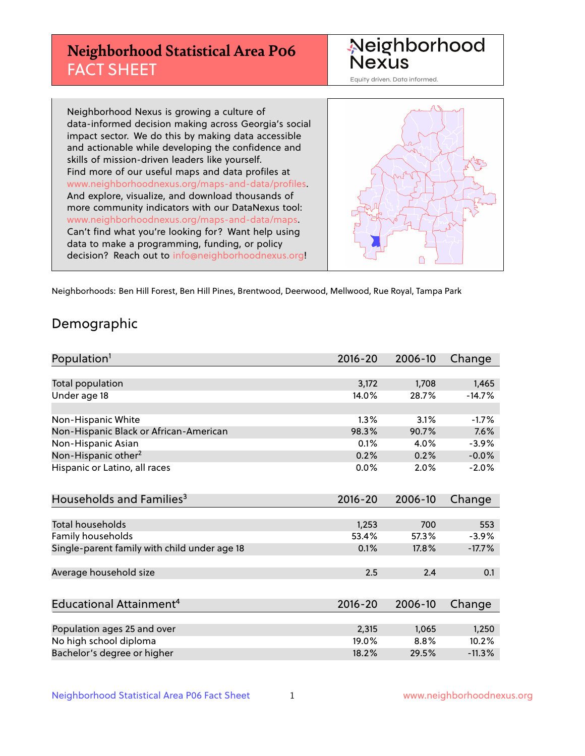# Neighborhood Statistical Area P06 FACT SHEET

Neighborhood Nexus

Equity driven. Data informed.

Neighborhood Nexus is growing a culture of data-informed decision making across Georgia's social impact sector. We do this by making data accessible and actionable while developing the confidence and skills of mission-driven leaders like yourself. Find more of our useful maps and data profiles at www.neighborhoodnexus.org/maps-and-data/profiles. And explore, visualize, and download thousands of more community indicators with our DataNexus tool: www.neighborhoodnexus.org/maps-and-data/maps. Can't find what you're looking for? Want help using data to make a programming, funding, or policy decision? Reach out to info@neighborhoodnexus.org!

Neighborhoods: Ben Hill Forest, Ben Hill Pines, Brentwood, Deerwood, Mellwood, Rue Royal, Tampa Park

## Demographic

| Population[1] | 2016-20 | 2006-10 | Change |
|---|---|---|---|
| Total population | 3,172 | 1,708 | 1,465 |
| Under age 18 | 14.0% | 28.7% | -14.7% |
| | | | |
| Non-Hispanic White | 1.3% | 3.1% | -1.7% |
| Non-Hispanic Black or African-American | 98.3% | 90.7% | 7.6% |
| Non-Hispanic Asian | 0.1% | 4.0% | -3.9% |
| Non-Hispanic other[2] | 0.2% | 0.2% | -0.0% |
| Hispanic or Latino, all races | 0.0% | 2.0% | -2.0% |

| Households and Families[3] | 2016-20 | 2006-10 | Change |
|---|---|---|---|
| Total households | 1,253 | 700 | 553 |
| Family households | 53.4% | 57.3% | -3.9% |
| Single-parent family with child under age 18 | 0.1% | 17.8% | -17.7% |
| | | | |
| Average household size | 2.5 | 2.4 | 0.1 |

| Educational Attainment[4] | 2016-20 | 2006-10 | Change |
|---|---|---|---|
| Population ages 25 and over | 2,315 | 1,065 | 1,250 |
| No high school diploma | 19.0% | 8.8% | 10.2% |
| Bachelor's degree or higher | 18.2% | 29.5% | -11.3% |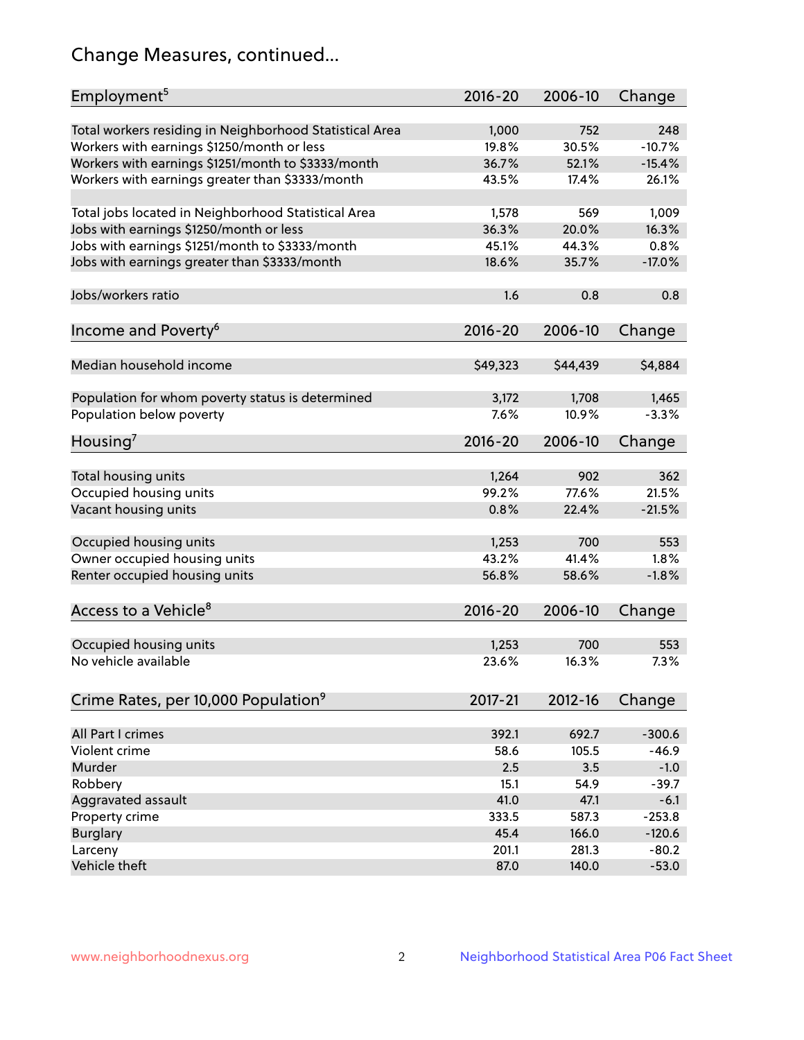# Change Measures, continued...

| Employment[5] | 2016-20 | 2006-10 | Change |
|---|---|---|---|
| Total workers residing in Neighborhood Statistical Area | 1,000 | 752 | 248 |
| Workers with earnings $1250/month or less | 19.8% | 30.5% | -10.7% |
| Workers with earnings $1251/month to $3333/month | 36.7% | 52.1% | -15.4% |
| Workers with earnings greater than $3333/month | 43.5% | 17.4% | 26.1% |
| | | | |
| Total jobs located in Neighborhood Statistical Area | 1,578 | 569 | 1,009 |
| Jobs with earnings $1250/month or less | 36.3% | 20.0% | 16.3% |
| Jobs with earnings $1251/month to $3333/month | 45.1% | 44.3% | 0.8% |
| Jobs with earnings greater than $3333/month | 18.6% | 35.7% | -17.0% |
| | | | |
| Jobs/workers ratio | 1.6 | 0.8 | 0.8 |

| Income and Poverty[6] | 2016-20 | 2006-10 | Change |
|---|---|---|---|
| Median household income | $49,323 | $44,439 | $4,884 |
| | | | |
| Population for whom poverty status is determined | 3,172 | 1,708 | 1,465 |
| Population below poverty | 7.6% | 10.9% | -3.3% |

| Housing[7] | 2016-20 | 2006-10 | Change |
|---|---|---|---|
| Total housing units | 1,264 | 902 | 362 |
| Occupied housing units | 99.2% | 77.6% | 21.5% |
| Vacant housing units | 0.8% | 22.4% | -21.5% |
| | | | |
| Occupied housing units | 1,253 | 700 | 553 |
| Owner occupied housing units | 43.2% | 41.4% | 1.8% |
| Renter occupied housing units | 56.8% | 58.6% | -1.8% |

| Access to a Vehicle[8] | 2016-20 | 2006-10 | Change |
|---|---|---|---|
| Occupied housing units | 1,253 | 700 | 553 |
| No vehicle available | 23.6% | 16.3% | 7.3% |

| Crime Rates, per 10,000 Population[9] | 2017-21 | 2012-16 | Change |
|---|---|---|---|
| All Part I crimes | 392.1 | 692.7 | -300.6 |
| Violent crime | 58.6 | 105.5 | -46.9 |
| Murder | 2.5 | 3.5 | -1.0 |
| Robbery | 15.1 | 54.9 | -39.7 |
| Aggravated assault | 41.0 | 47.1 | -6.1 |
| Property crime | 333.5 | 587.3 | -253.8 |
| Burglary | 45.4 | 166.0 | -120.6 |
| Larceny | 201.1 | 281.3 | -80.2 |
| Vehicle theft | 87.0 | 140.0 | -53.0 |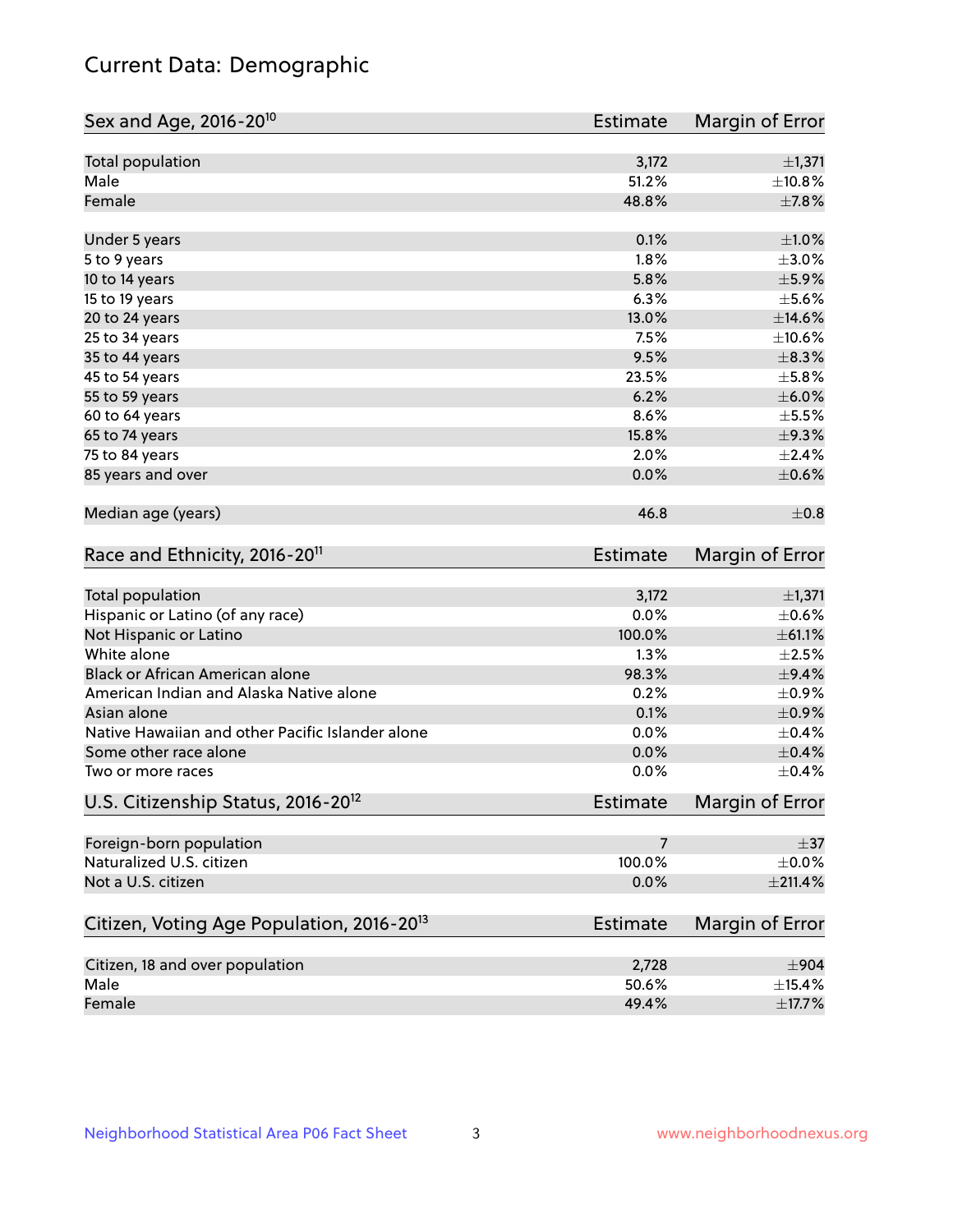# Current Data: Demographic

| Sex and Age, 2016-20[10] | Estimate | Margin of Error |
|---|---|---|
| Total population | 3,172 | ±1,371 |
| Male | 51.2% | ±10.8% |
| Female | 48.8% | ±7.8% |
| Under 5 years | 0.1% | ±1.0% |
| 5 to 9 years | 1.8% | ±3.0% |
| 10 to 14 years | 5.8% | ±5.9% |
| 15 to 19 years | 6.3% | ±5.6% |
| 20 to 24 years | 13.0% | ±14.6% |
| 25 to 34 years | 7.5% | ±10.6% |
| 35 to 44 years | 9.5% | ±8.3% |
| 45 to 54 years | 23.5% | ±5.8% |
| 55 to 59 years | 6.2% | ±6.0% |
| 60 to 64 years | 8.6% | ±5.5% |
| 65 to 74 years | 15.8% | ±9.3% |
| 75 to 84 years | 2.0% | ±2.4% |
| 85 years and over | 0.0% | ±0.6% |
| Median age (years) | 46.8 | ±0.8 |

| Race and Ethnicity, 2016-20[11] | Estimate | Margin of Error |
|---|---|---|
| Total population | 3,172 | ±1,371 |
| Hispanic or Latino (of any race) | 0.0% | ±0.6% |
| Not Hispanic or Latino | 100.0% | ±61.1% |
| White alone | 1.3% | ±2.5% |
| Black or African American alone | 98.3% | ±9.4% |
| American Indian and Alaska Native alone | 0.2% | ±0.9% |
| Asian alone | 0.1% | ±0.9% |
| Native Hawaiian and other Pacific Islander alone | 0.0% | ±0.4% |
| Some other race alone | 0.0% | ±0.4% |
| Two or more races | 0.0% | ±0.4% |

| U.S. Citizenship Status, 2016-20[12] | Estimate | Margin of Error |
|---|---|---|
| Foreign-born population | 7 | ±37 |
| Naturalized U.S. citizen | 100.0% | ±0.0% |
| Not a U.S. citizen | 0.0% | ±211.4% |

| Citizen, Voting Age Population, 2016-20[13] | Estimate | Margin of Error |
|---|---|---|
| Citizen, 18 and over population | 2,728 | ±904 |
| Male | 50.6% | ±15.4% |
| Female | 49.4% | ±17.7% |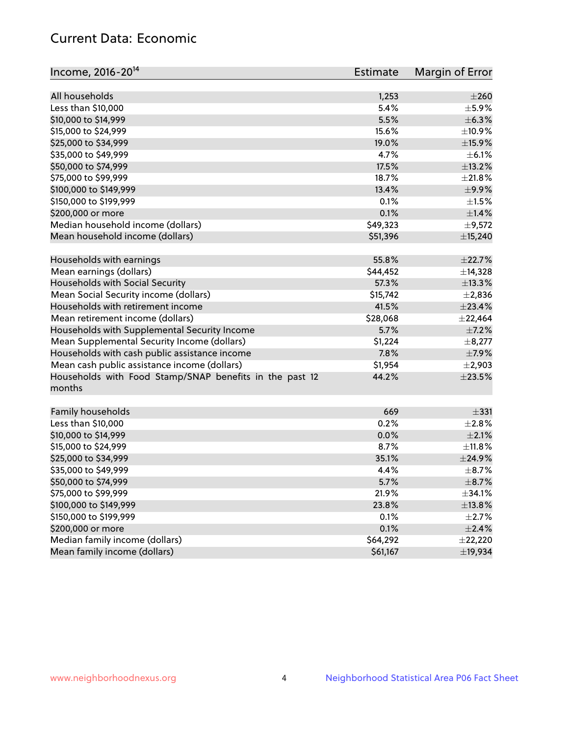## Current Data: Economic

| Income, 2016-20[14] | Estimate | Margin of Error |
|---|---|---|
| All households | 1,253 | ±260 |
| Less than $10,000 | 5.4% | ±5.9% |
| $10,000 to $14,999 | 5.5% | ±6.3% |
| $15,000 to $24,999 | 15.6% | ±10.9% |
| $25,000 to $34,999 | 19.0% | ±15.9% |
| $35,000 to $49,999 | 4.7% | ±6.1% |
| $50,000 to $74,999 | 17.5% | ±13.2% |
| $75,000 to $99,999 | 18.7% | ±21.8% |
| $100,000 to $149,999 | 13.4% | ±9.9% |
| $150,000 to $199,999 | 0.1% | ±1.5% |
| $200,000 or more | 0.1% | ±1.4% |
| Median household income (dollars) | $49,323 | ±9,572 |
| Mean household income (dollars) | $51,396 | ±15,240 |
| | | |
| Households with earnings | 55.8% | ±22.7% |
| Mean earnings (dollars) | $44,452 | ±14,328 |
| Households with Social Security | 57.3% | ±13.3% |
| Mean Social Security income (dollars) | $15,742 | ±2,836 |
| Households with retirement income | 41.5% | ±23.4% |
| Mean retirement income (dollars) | $28,068 | ±22,464 |
| Households with Supplemental Security Income | 5.7% | ±7.2% |
| Mean Supplemental Security Income (dollars) | $1,224 | ±8,277 |
| Households with cash public assistance income | 7.8% | ±7.9% |
| Mean cash public assistance income (dollars) | $1,954 | ±2,903 |
| Households with Food Stamp/SNAP benefits in the past 12 months | 44.2% | ±23.5% |
| | | |
| Family households | 669 | ±331 |
| Less than $10,000 | 0.2% | ±2.8% |
| $10,000 to $14,999 | 0.0% | ±2.1% |
| $15,000 to $24,999 | 8.7% | ±11.8% |
| $25,000 to $34,999 | 35.1% | ±24.9% |
| $35,000 to $49,999 | 4.4% | ±8.7% |
| $50,000 to $74,999 | 5.7% | ±8.7% |
| $75,000 to $99,999 | 21.9% | ±34.1% |
| $100,000 to $149,999 | 23.8% | ±13.8% |
| $150,000 to $199,999 | 0.1% | ±2.7% |
| $200,000 or more | 0.1% | ±2.4% |
| Median family income (dollars) | $64,292 | ±22,220 |
| Mean family income (dollars) | $61,167 | ±19,934 |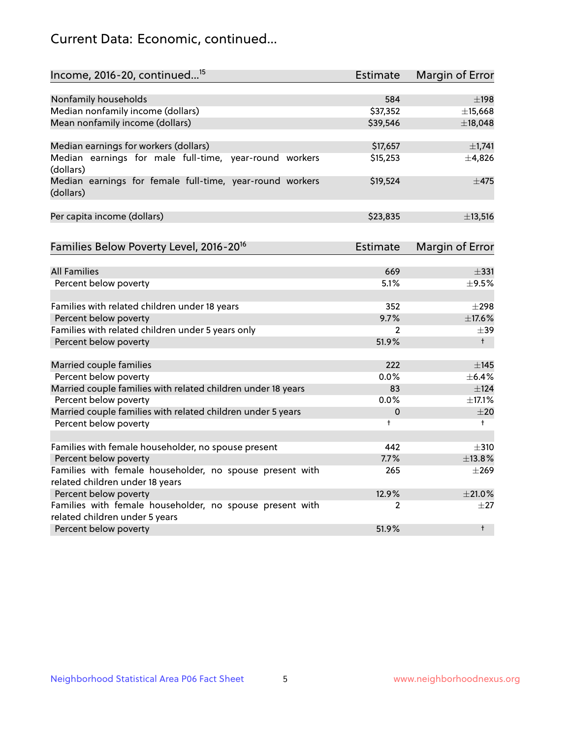## Current Data: Economic, continued...

| Income, 2016-20, continued...[15] | Estimate | Margin of Error |
|---|---|---|
| Nonfamily households | 584 | ±198 |
| Median nonfamily income (dollars) | $37,352 | ±15,668 |
| Mean nonfamily income (dollars) | $39,546 | ±18,048 |
| | | |
| Median earnings for workers (dollars) | $17,657 | ±1,741 |
| Median earnings for male full-time, year-round workers (dollars) | $15,253 | ±4,826 |
| Median earnings for female full-time, year-round workers (dollars) | $19,524 | ±475 |
| | | |
| Per capita income (dollars) | $23,835 | ±13,516 |

| Families Below Poverty Level, 2016-20[16] | Estimate | Margin of Error |
|---|---|---|
| All Families | 669 | ±331 |
| Percent below poverty | 5.1% | ±9.5% |
| | | |
| Families with related children under 18 years | 352 | ±298 |
| Percent below poverty | 9.7% | ±17.6% |
| Families with related children under 5 years only | 2 | ±39 |
| Percent below poverty | 51.9% | † |
| | | |
| Married couple families | 222 | ±145 |
| Percent below poverty | 0.0% | ±6.4% |
| Married couple families with related children under 18 years | 83 | ±124 |
| Percent below poverty | 0.0% | ±17.1% |
| Married couple families with related children under 5 years | 0 | ±20 |
| Percent below poverty | † | † |
| | | |
| Families with female householder, no spouse present | 442 | ±310 |
| Percent below poverty | 7.7% | ±13.8% |
| Families with female householder, no spouse present with related children under 18 years | 265 | ±269 |
| Percent below poverty | 12.9% | ±21.0% |
| Families with female householder, no spouse present with related children under 5 years | 2 | ±27 |
| Percent below poverty | 51.9% | † |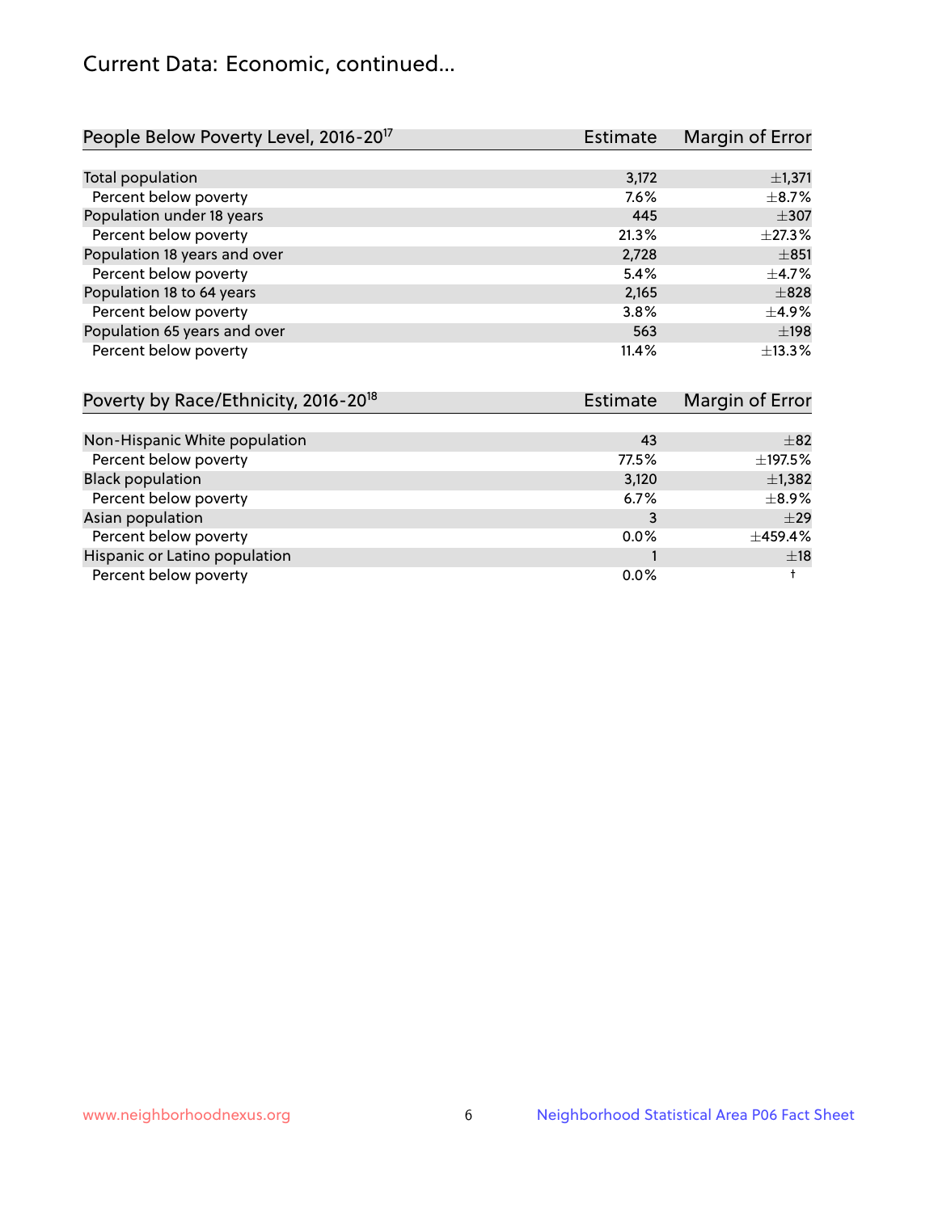# Current Data: Economic, continued...

| People Below Poverty Level, 2016-20[17] | Estimate | Margin of Error |
|---|---|---|
| Total population | 3,172 | ±1,371 |
| Percent below poverty | 7.6% | ±8.7% |
| Population under 18 years | 445 | ±307 |
| Percent below poverty | 21.3% | ±27.3% |
| Population 18 years and over | 2,728 | ±851 |
| Percent below poverty | 5.4% | ±4.7% |
| Population 18 to 64 years | 2,165 | ±828 |
| Percent below poverty | 3.8% | ±4.9% |
| Population 65 years and over | 563 | ±198 |
| Percent below poverty | 11.4% | ±13.3% |

| Poverty by Race/Ethnicity, 2016-20[18] | Estimate | Margin of Error |
|---|---|---|
| Non-Hispanic White population | 43 | ±82 |
| Percent below poverty | 77.5% | ±197.5% |
| Black population | 3,120 | ±1,382 |
| Percent below poverty | 6.7% | ±8.9% |
| Asian population | 3 | ±29 |
| Percent below poverty | 0.0% | ±459.4% |
| Hispanic or Latino population | 1 | ±18 |
| Percent below poverty | 0.0% | † |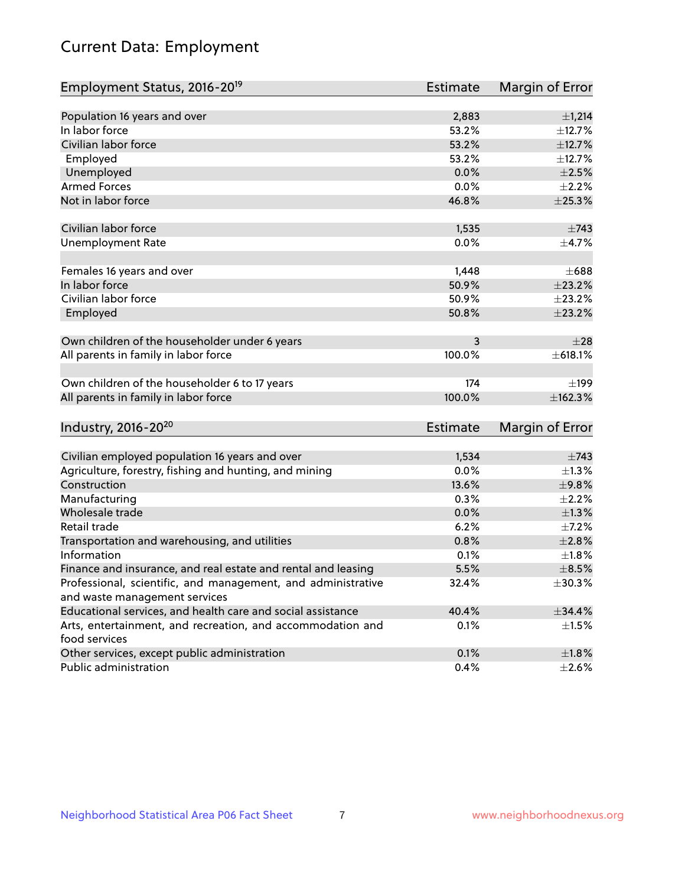# Current Data: Employment

| Employment Status, 2016-20[19] | Estimate | Margin of Error |
|---|---|---|
| Population 16 years and over | 2,883 | ±1,214 |
| In labor force | 53.2% | ±12.7% |
| Civilian labor force | 53.2% | ±12.7% |
| Employed | 53.2% | ±12.7% |
| Unemployed | 0.0% | ±2.5% |
| Armed Forces | 0.0% | ±2.2% |
| Not in labor force | 46.8% | ±25.3% |
| | | |
| Civilian labor force | 1,535 | ±743 |
| Unemployment Rate | 0.0% | ±4.7% |
| | | |
| Females 16 years and over | 1,448 | ±688 |
| In labor force | 50.9% | ±23.2% |
| Civilian labor force | 50.9% | ±23.2% |
| Employed | 50.8% | ±23.2% |
| | | |
| Own children of the householder under 6 years | 3 | ±28 |
| All parents in family in labor force | 100.0% | ±618.1% |
| | | |
| Own children of the householder 6 to 17 years | 174 | ±199 |
| All parents in family in labor force | 100.0% | ±162.3% |

| Industry, 2016-20[20] | Estimate | Margin of Error |
|---|---|---|
| Civilian employed population 16 years and over | 1,534 | ±743 |
| Agriculture, forestry, fishing and hunting, and mining | 0.0% | ±1.3% |
| Construction | 13.6% | ±9.8% |
| Manufacturing | 0.3% | ±2.2% |
| Wholesale trade | 0.0% | ±1.3% |
| Retail trade | 6.2% | ±7.2% |
| Transportation and warehousing, and utilities | 0.8% | ±2.8% |
| Information | 0.1% | ±1.8% |
| Finance and insurance, and real estate and rental and leasing | 5.5% | ±8.5% |
| Professional, scientific, and management, and administrative and waste management services | 32.4% | ±30.3% |
| Educational services, and health care and social assistance | 40.4% | ±34.4% |
| Arts, entertainment, and recreation, and accommodation and food services | 0.1% | ±1.5% |
| Other services, except public administration | 0.1% | ±1.8% |
| Public administration | 0.4% | ±2.6% |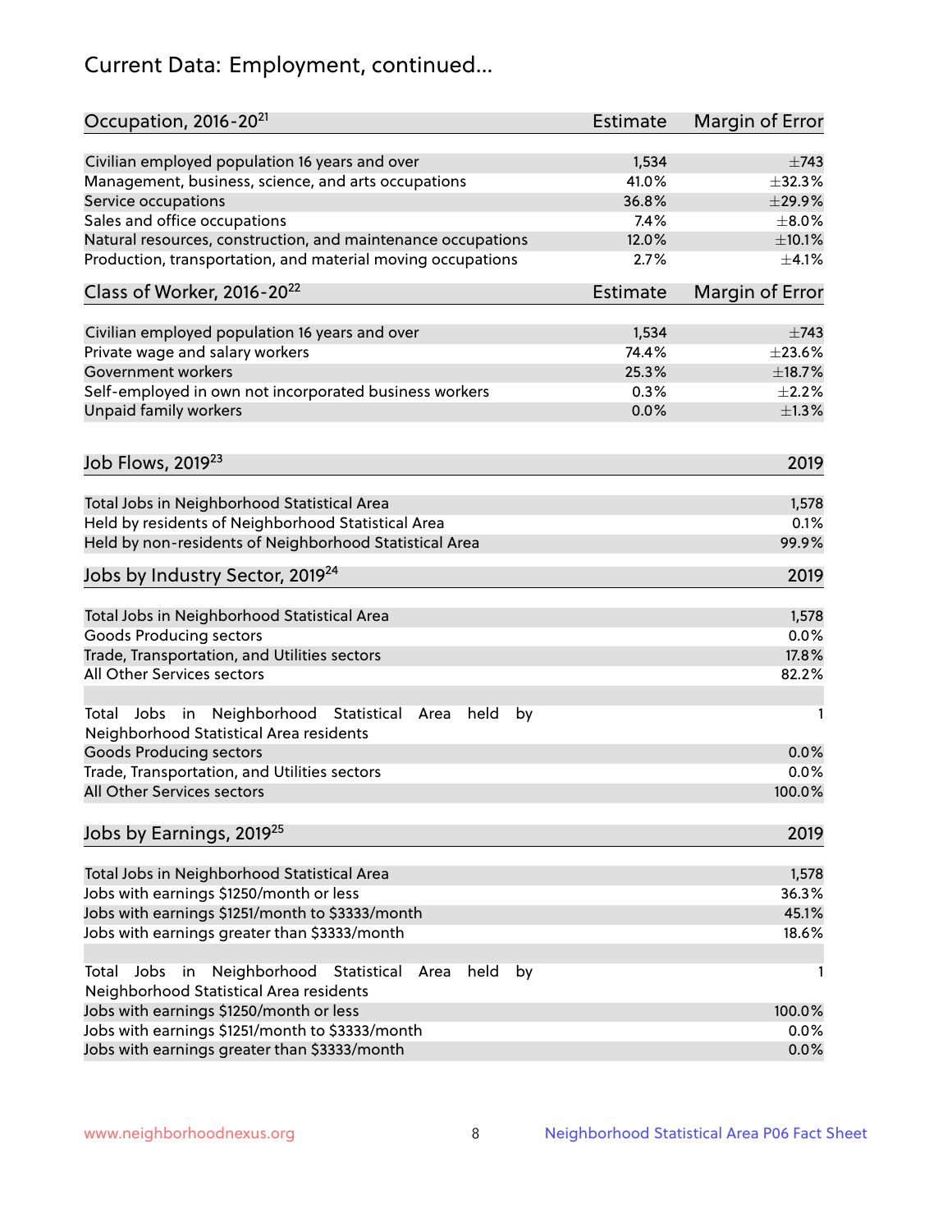# Current Data: Employment, continued...

| Occupation, 2016-20[21] | Estimate | Margin of Error |
|---|---|---|
| Civilian employed population 16 years and over | 1,534 | ±743 |
| Management, business, science, and arts occupations | 41.0% | ±32.3% |
| Service occupations | 36.8% | ±29.9% |
| Sales and office occupations | 7.4% | ±8.0% |
| Natural resources, construction, and maintenance occupations | 12.0% | ±10.1% |
| Production, transportation, and material moving occupations | 2.7% | ±4.1% |

| Class of Worker, 2016-20[22] | Estimate | Margin of Error |
|---|---|---|
| Civilian employed population 16 years and over | 1,534 | ±743 |
| Private wage and salary workers | 74.4% | ±23.6% |
| Government workers | 25.3% | ±18.7% |
| Self-employed in own not incorporated business workers | 0.3% | ±2.2% |
| Unpaid family workers | 0.0% | ±1.3% |

| Job Flows, 2019[23] | 2019 |
|---|---|
| Total Jobs in Neighborhood Statistical Area | 1,578 |
| Held by residents of Neighborhood Statistical Area | 0.1% |
| Held by non-residents of Neighborhood Statistical Area | 99.9% |

| Jobs by Industry Sector, 2019[24] | 2019 |
|---|---|
| Total Jobs in Neighborhood Statistical Area | 1,578 |
| Goods Producing sectors | 0.0% |
| Trade, Transportation, and Utilities sectors | 17.8% |
| All Other Services sectors | 82.2% |
| | |
| Total Jobs in Neighborhood Statistical Area held by Neighborhood Statistical Area residents | 1 |
| Goods Producing sectors | 0.0% |
| Trade, Transportation, and Utilities sectors | 0.0% |
| All Other Services sectors | 100.0% |

| Jobs by Earnings, 2019[25] | 2019 |
|---|---|
| Total Jobs in Neighborhood Statistical Area | 1,578 |
| Jobs with earnings $1250/month or less | 36.3% |
| Jobs with earnings $1251/month to $3333/month | 45.1% |
| Jobs with earnings greater than $3333/month | 18.6% |
| | |
| Total Jobs in Neighborhood Statistical Area held by Neighborhood Statistical Area residents | 1 |
| Jobs with earnings $1250/month or less | 100.0% |
| Jobs with earnings $1251/month to $3333/month | 0.0% |
| Jobs with earnings greater than $3333/month | 0.0% |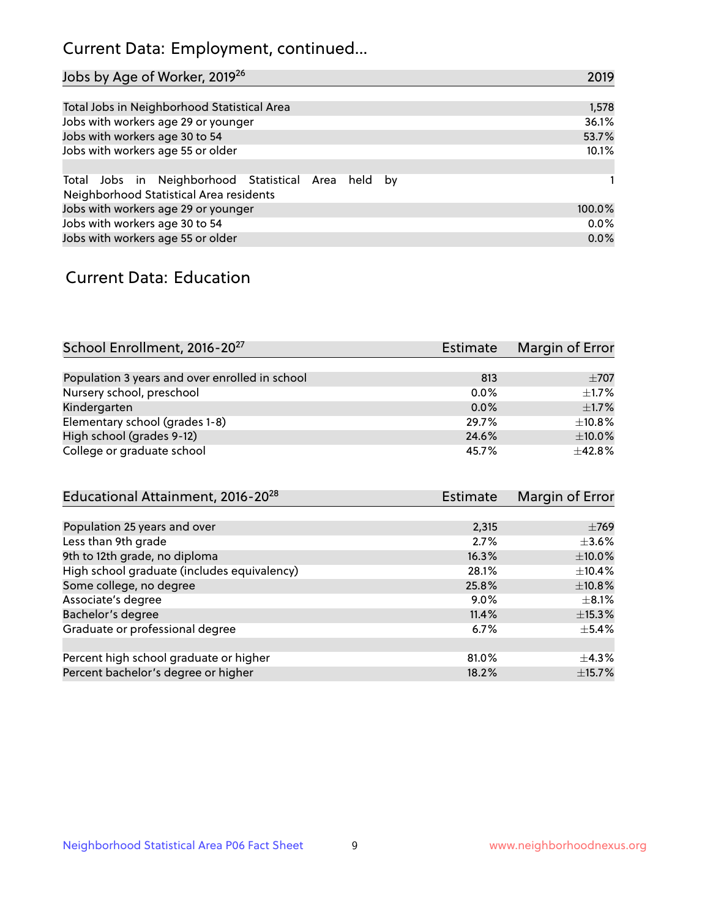# Current Data: Employment, continued...

| Jobs by Age of Worker, 2019[26] | 2019 |
|---|---|
| Total Jobs in Neighborhood Statistical Area | 1,578 |
| Jobs with workers age 29 or younger | 36.1% |
| Jobs with workers age 30 to 54 | 53.7% |
| Jobs with workers age 55 or older | 10.1% |
| | |
| Total Jobs in Neighborhood Statistical Area held by Neighborhood Statistical Area residents | 1 |
| Jobs with workers age 29 or younger | 100.0% |
| Jobs with workers age 30 to 54 | 0.0% |
| Jobs with workers age 55 or older | 0.0% |

# Current Data: Education

| School Enrollment, 2016-20[27] | Estimate | Margin of Error |
|---|---|---|
| Population 3 years and over enrolled in school | 813 | ±707 |
| Nursery school, preschool | 0.0% | ±1.7% |
| Kindergarten | 0.0% | ±1.7% |
| Elementary school (grades 1-8) | 29.7% | ±10.8% |
| High school (grades 9-12) | 24.6% | ±10.0% |
| College or graduate school | 45.7% | ±42.8% |

| Educational Attainment, 2016-20[28] | Estimate | Margin of Error |
|---|---|---|
| Population 25 years and over | 2,315 | ±769 |
| Less than 9th grade | 2.7% | ±3.6% |
| 9th to 12th grade, no diploma | 16.3% | ±10.0% |
| High school graduate (includes equivalency) | 28.1% | ±10.4% |
| Some college, no degree | 25.8% | ±10.8% |
| Associate's degree | 9.0% | ±8.1% |
| Bachelor's degree | 11.4% | ±15.3% |
| Graduate or professional degree | 6.7% | ±5.4% |
| | | |
| Percent high school graduate or higher | 81.0% | ±4.3% |
| Percent bachelor's degree or higher | 18.2% | ±15.7% |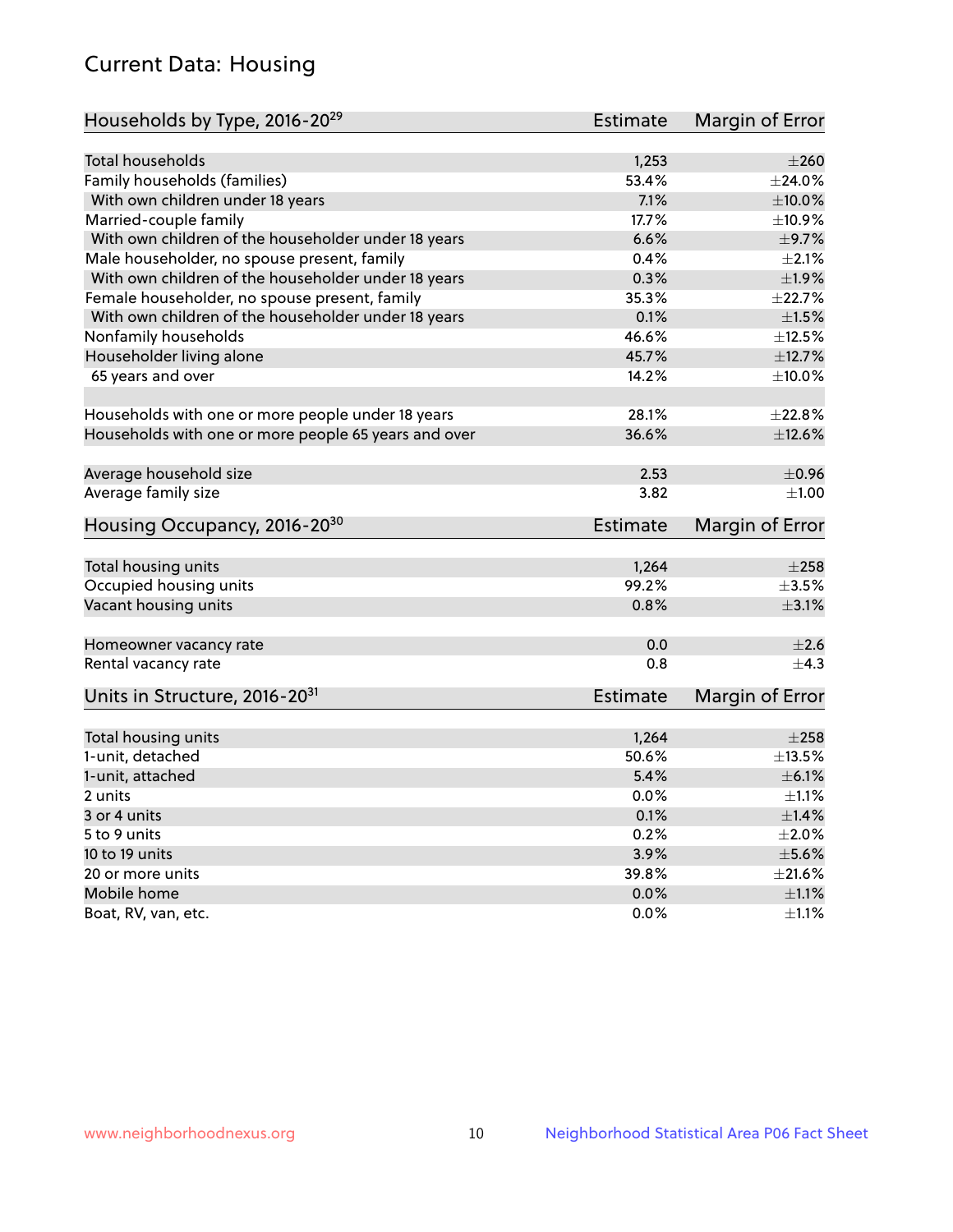## Current Data: Housing

| Households by Type, 2016-20[29] | Estimate | Margin of Error |
|---|---|---|
| Total households | 1,253 | ±260 |
| Family households (families) | 53.4% | ±24.0% |
| With own children under 18 years | 7.1% | ±10.0% |
| Married-couple family | 17.7% | ±10.9% |
| With own children of the householder under 18 years | 6.6% | ±9.7% |
| Male householder, no spouse present, family | 0.4% | ±2.1% |
| With own children of the householder under 18 years | 0.3% | ±1.9% |
| Female householder, no spouse present, family | 35.3% | ±22.7% |
| With own children of the householder under 18 years | 0.1% | ±1.5% |
| Nonfamily households | 46.6% | ±12.5% |
| Householder living alone | 45.7% | ±12.7% |
| 65 years and over | 14.2% | ±10.0% |
| Households with one or more people under 18 years | 28.1% | ±22.8% |
| Households with one or more people 65 years and over | 36.6% | ±12.6% |
| Average household size | 2.53 | ±0.96 |
| Average family size | 3.82 | ±1.00 |

| Housing Occupancy, 2016-20[30] | Estimate | Margin of Error |
|---|---|---|
| Total housing units | 1,264 | ±258 |
| Occupied housing units | 99.2% | ±3.5% |
| Vacant housing units | 0.8% | ±3.1% |
| Homeowner vacancy rate | 0.0 | ±2.6 |
| Rental vacancy rate | 0.8 | ±4.3 |

| Units in Structure, 2016-20[31] | Estimate | Margin of Error |
|---|---|---|
| Total housing units | 1,264 | ±258 |
| 1-unit, detached | 50.6% | ±13.5% |
| 1-unit, attached | 5.4% | ±6.1% |
| 2 units | 0.0% | ±1.1% |
| 3 or 4 units | 0.1% | ±1.4% |
| 5 to 9 units | 0.2% | ±2.0% |
| 10 to 19 units | 3.9% | ±5.6% |
| 20 or more units | 39.8% | ±21.6% |
| Mobile home | 0.0% | ±1.1% |
| Boat, RV, van, etc. | 0.0% | ±1.1% |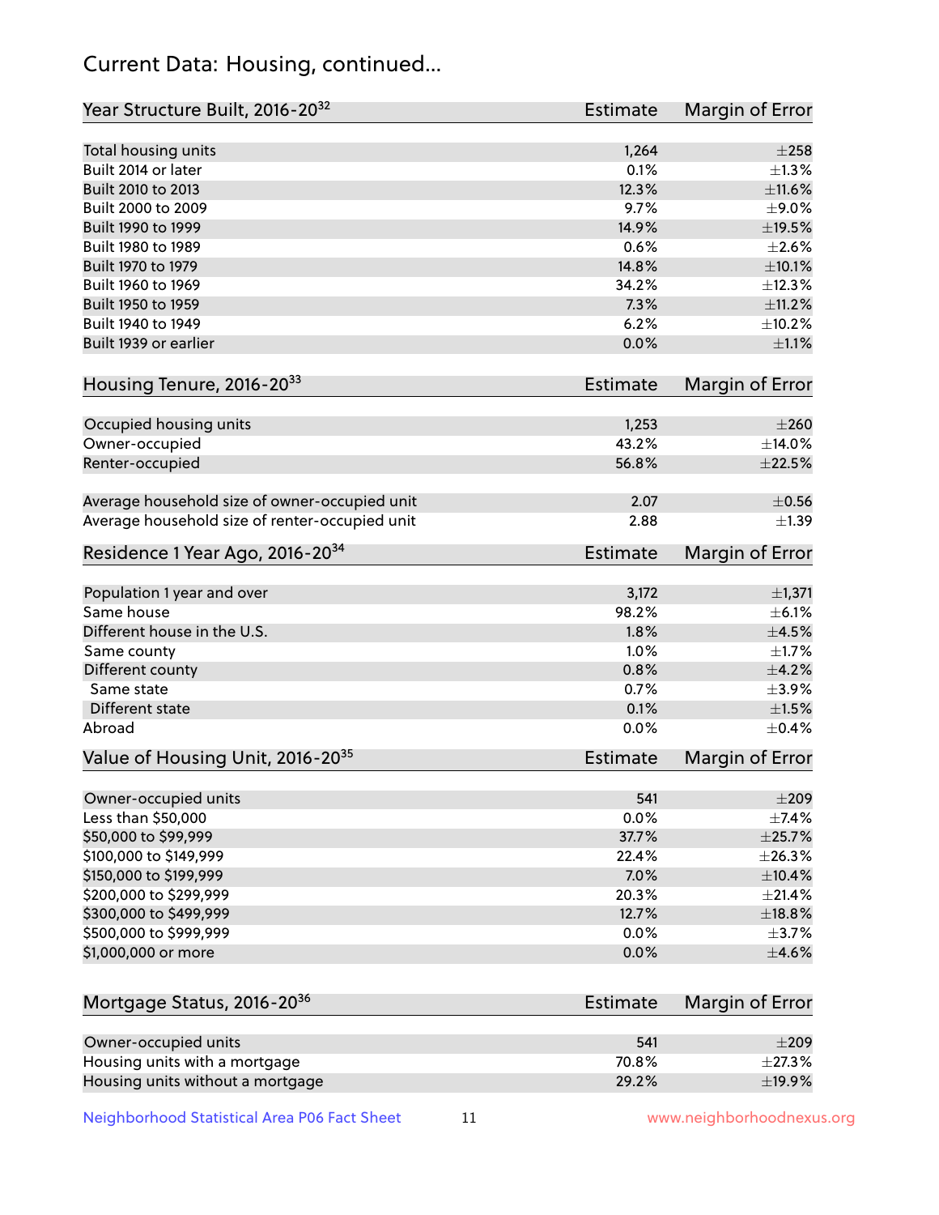# Current Data: Housing, continued...

| Year Structure Built, 2016-20[32] | Estimate | Margin of Error |
|---|---|---|
| Total housing units | 1,264 | ±258 |
| Built 2014 or later | 0.1% | ±1.3% |
| Built 2010 to 2013 | 12.3% | ±11.6% |
| Built 2000 to 2009 | 9.7% | ±9.0% |
| Built 1990 to 1999 | 14.9% | ±19.5% |
| Built 1980 to 1989 | 0.6% | ±2.6% |
| Built 1970 to 1979 | 14.8% | ±10.1% |
| Built 1960 to 1969 | 34.2% | ±12.3% |
| Built 1950 to 1959 | 7.3% | ±11.2% |
| Built 1940 to 1949 | 6.2% | ±10.2% |
| Built 1939 or earlier | 0.0% | ±1.1% |

| Housing Tenure, 2016-20[33] | Estimate | Margin of Error |
|---|---|---|
| Occupied housing units | 1,253 | ±260 |
| Owner-occupied | 43.2% | ±14.0% |
| Renter-occupied | 56.8% | ±22.5% |
| Average household size of owner-occupied unit | 2.07 | ±0.56 |
| Average household size of renter-occupied unit | 2.88 | ±1.39 |

| Residence 1 Year Ago, 2016-20[34] | Estimate | Margin of Error |
|---|---|---|
| Population 1 year and over | 3,172 | ±1,371 |
| Same house | 98.2% | ±6.1% |
| Different house in the U.S. | 1.8% | ±4.5% |
| Same county | 1.0% | ±1.7% |
| Different county | 0.8% | ±4.2% |
| Same state | 0.7% | ±3.9% |
| Different state | 0.1% | ±1.5% |
| Abroad | 0.0% | ±0.4% |

| Value of Housing Unit, 2016-20[35] | Estimate | Margin of Error |
|---|---|---|
| Owner-occupied units | 541 | ±209 |
| Less than $50,000 | 0.0% | ±7.4% |
| $50,000 to $99,999 | 37.7% | ±25.7% |
| $100,000 to $149,999 | 22.4% | ±26.3% |
| $150,000 to $199,999 | 7.0% | ±10.4% |
| $200,000 to $299,999 | 20.3% | ±21.4% |
| $300,000 to $499,999 | 12.7% | ±18.8% |
| $500,000 to $999,999 | 0.0% | ±3.7% |
| $1,000,000 or more | 0.0% | ±4.6% |

| Mortgage Status, 2016-20[36] | Estimate | Margin of Error |
|---|---|---|
| Owner-occupied units | 541 | ±209 |
| Housing units with a mortgage | 70.8% | ±27.3% |
| Housing units without a mortgage | 29.2% | ±19.9% |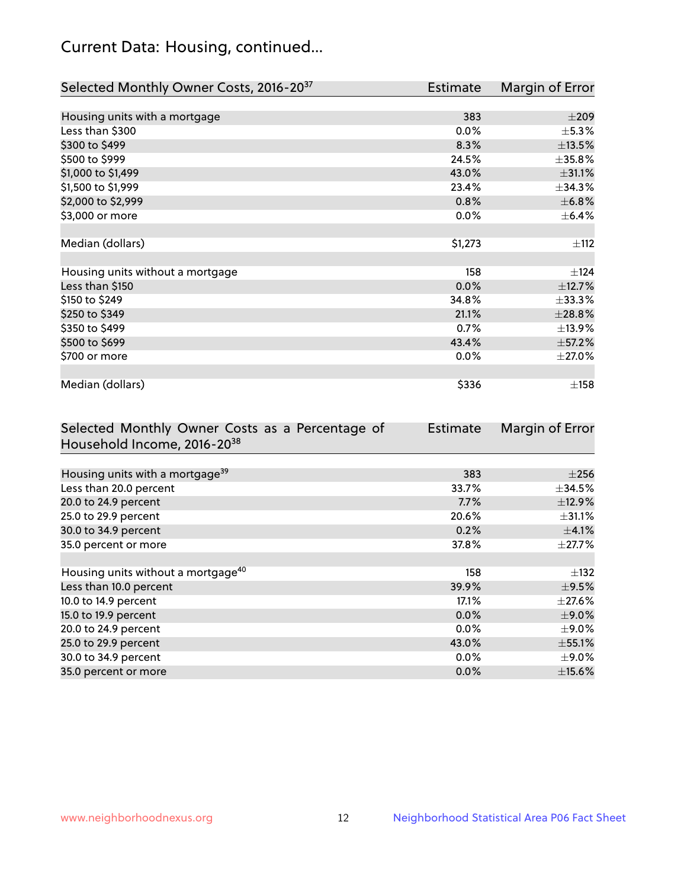## Current Data: Housing, continued...

| Selected Monthly Owner Costs, 2016-20[37] | Estimate | Margin of Error |
|---|---|---|
| Housing units with a mortgage | 383 | ±209 |
| Less than $300 | 0.0% | ±5.3% |
| $300 to $499 | 8.3% | ±13.5% |
| $500 to $999 | 24.5% | ±35.8% |
| $1,000 to $1,499 | 43.0% | ±31.1% |
| $1,500 to $1,999 | 23.4% | ±34.3% |
| $2,000 to $2,999 | 0.8% | ±6.8% |
| $3,000 or more | 0.0% | ±6.4% |
| | | |
| Median (dollars) | $1,273 | ±112 |
| | | |
| Housing units without a mortgage | 158 | ±124 |
| Less than $150 | 0.0% | ±12.7% |
| $150 to $249 | 34.8% | ±33.3% |
| $250 to $349 | 21.1% | ±28.8% |
| $350 to $499 | 0.7% | ±13.9% |
| $500 to $699 | 43.4% | ±57.2% |
| $700 or more | 0.0% | ±27.0% |
| | | |
| Median (dollars) | $336 | ±158 |

| Selected Monthly Owner Costs as a Percentage of Household Income, 2016-20[38] | Estimate | Margin of Error |
|---|---|---|
| Housing units with a mortgage[39] | 383 | ±256 |
| Less than 20.0 percent | 33.7% | ±34.5% |
| 20.0 to 24.9 percent | 7.7% | ±12.9% |
| 25.0 to 29.9 percent | 20.6% | ±31.1% |
| 30.0 to 34.9 percent | 0.2% | ±4.1% |
| 35.0 percent or more | 37.8% | ±27.7% |
| | | |
| Housing units without a mortgage[40] | 158 | ±132 |
| Less than 10.0 percent | 39.9% | ±9.5% |
| 10.0 to 14.9 percent | 17.1% | ±27.6% |
| 15.0 to 19.9 percent | 0.0% | ±9.0% |
| 20.0 to 24.9 percent | 0.0% | ±9.0% |
| 25.0 to 29.9 percent | 43.0% | ±55.1% |
| 30.0 to 34.9 percent | 0.0% | ±9.0% |
| 35.0 percent or more | 0.0% | ±15.6% |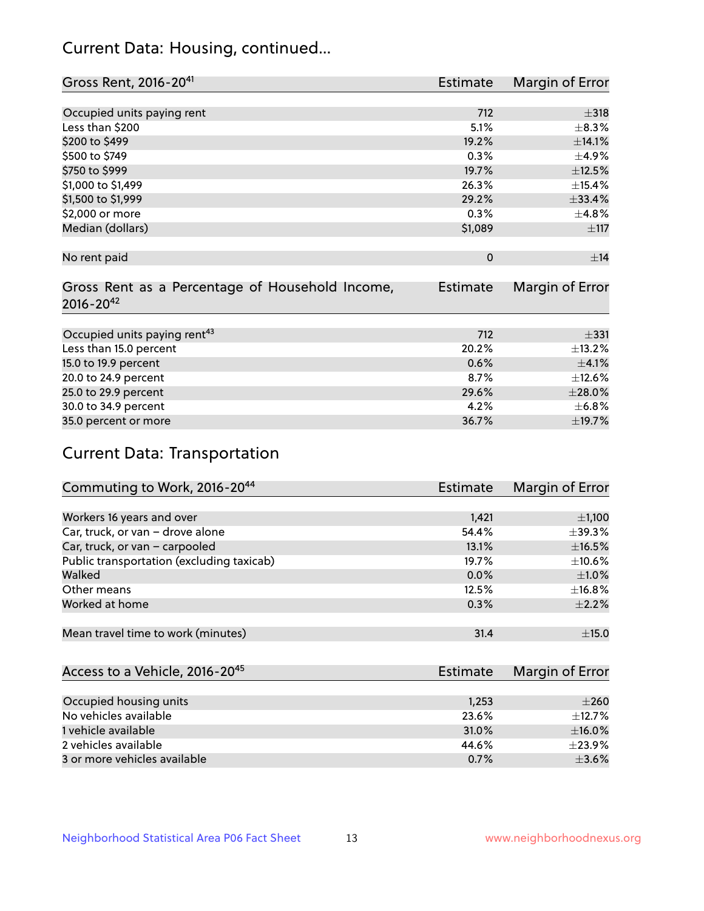## Current Data: Housing, continued...

| Gross Rent, 2016-20[41] | Estimate | Margin of Error |
|---|---|---|
| Occupied units paying rent | 712 | ±318 |
| Less than $200 | 5.1% | ±8.3% |
| $200 to $499 | 19.2% | ±14.1% |
| $500 to $749 | 0.3% | ±4.9% |
| $750 to $999 | 19.7% | ±12.5% |
| $1,000 to $1,499 | 26.3% | ±15.4% |
| $1,500 to $1,999 | 29.2% | ±33.4% |
| $2,000 or more | 0.3% | ±4.8% |
| Median (dollars) | $1,089 | ±117 |
| No rent paid | 0 | ±14 |

| Gross Rent as a Percentage of Household Income, 2016-20[42] | Estimate | Margin of Error |
|---|---|---|
| Occupied units paying rent[43] | 712 | ±331 |
| Less than 15.0 percent | 20.2% | ±13.2% |
| 15.0 to 19.9 percent | 0.6% | ±4.1% |
| 20.0 to 24.9 percent | 8.7% | ±12.6% |
| 25.0 to 29.9 percent | 29.6% | ±28.0% |
| 30.0 to 34.9 percent | 4.2% | ±6.8% |
| 35.0 percent or more | 36.7% | ±19.7% |

## Current Data: Transportation

| Commuting to Work, 2016-20[44] | Estimate | Margin of Error |
|---|---|---|
| Workers 16 years and over | 1,421 | ±1,100 |
| Car, truck, or van – drove alone | 54.4% | ±39.3% |
| Car, truck, or van – carpooled | 13.1% | ±16.5% |
| Public transportation (excluding taxicab) | 19.7% | ±10.6% |
| Walked | 0.0% | ±1.0% |
| Other means | 12.5% | ±16.8% |
| Worked at home | 0.3% | ±2.2% |
| Mean travel time to work (minutes) | 31.4 | ±15.0 |

| Access to a Vehicle, 2016-20[45] | Estimate | Margin of Error |
|---|---|---|
| Occupied housing units | 1,253 | ±260 |
| No vehicles available | 23.6% | ±12.7% |
| 1 vehicle available | 31.0% | ±16.0% |
| 2 vehicles available | 44.6% | ±23.9% |
| 3 or more vehicles available | 0.7% | ±3.6% |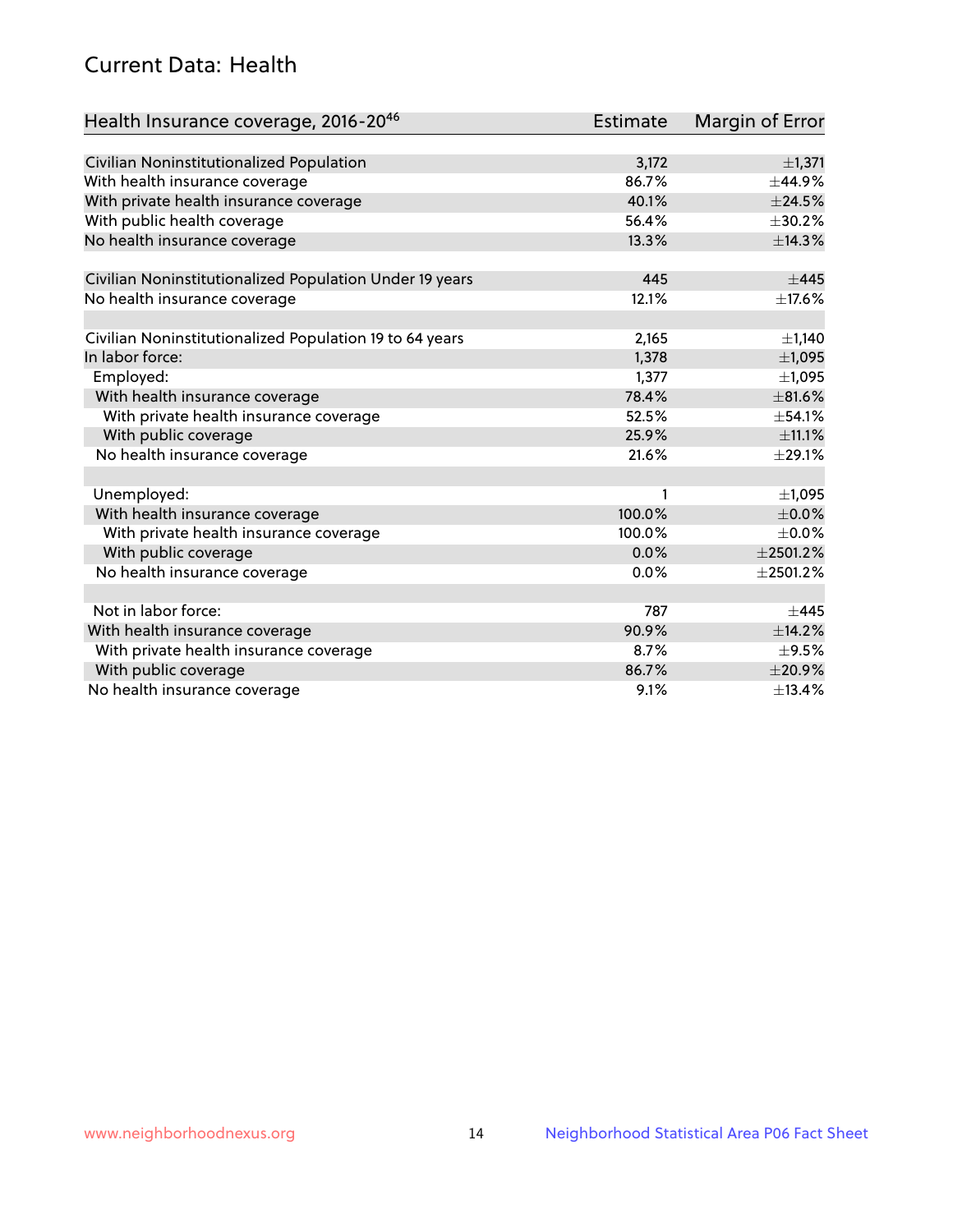## Current Data: Health

| Health Insurance coverage, 2016-20[46] | Estimate | Margin of Error |
|---|---|---|
| Civilian Noninstitutionalized Population | 3,172 | ±1,371 |
| With health insurance coverage | 86.7% | ±44.9% |
| With private health insurance coverage | 40.1% | ±24.5% |
| With public health coverage | 56.4% | ±30.2% |
| No health insurance coverage | 13.3% | ±14.3% |
| | | |
| Civilian Noninstitutionalized Population Under 19 years | 445 | ±445 |
| No health insurance coverage | 12.1% | ±17.6% |
| | | |
| Civilian Noninstitutionalized Population 19 to 64 years | 2,165 | ±1,140 |
| In labor force: | 1,378 | ±1,095 |
| Employed: | 1,377 | ±1,095 |
| With health insurance coverage | 78.4% | ±81.6% |
| With private health insurance coverage | 52.5% | ±54.1% |
| With public coverage | 25.9% | ±11.1% |
| No health insurance coverage | 21.6% | ±29.1% |
| | | |
| Unemployed: | 1 | ±1,095 |
| With health insurance coverage | 100.0% | ±0.0% |
| With private health insurance coverage | 100.0% | ±0.0% |
| With public coverage | 0.0% | ±2501.2% |
| No health insurance coverage | 0.0% | ±2501.2% |
| | | |
| Not in labor force: | 787 | ±445 |
| With health insurance coverage | 90.9% | ±14.2% |
| With private health insurance coverage | 8.7% | ±9.5% |
| With public coverage | 86.7% | ±20.9% |
| No health insurance coverage | 9.1% | ±13.4% |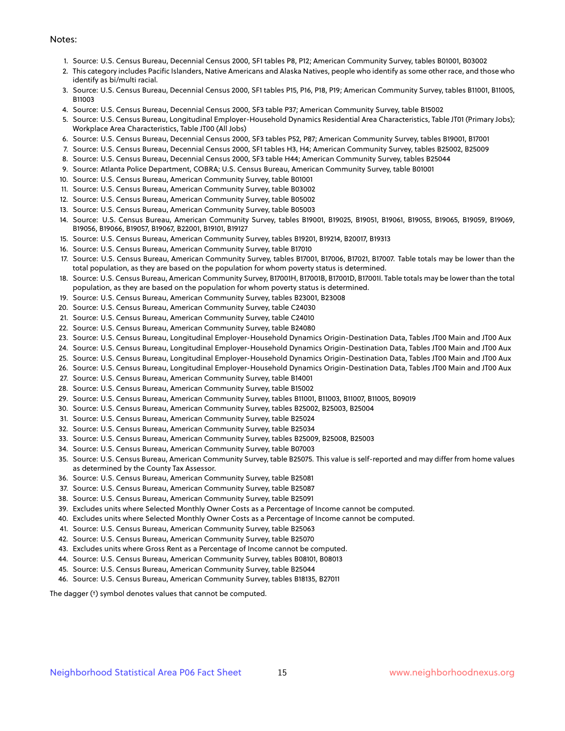Notes:

1. Source: U.S. Census Bureau, Decennial Census 2000, SF1 tables P8, P12; American Community Survey, tables B01001, B03002
2. This category includes Pacific Islanders, Native Americans and Alaska Natives, people who identify as some other race, and those who identify as bi/multi racial.
3. Source: U.S. Census Bureau, Decennial Census 2000, SF1 tables P15, P16, P18, P19; American Community Survey, tables B11001, B11005, B11003
4. Source: U.S. Census Bureau, Decennial Census 2000, SF3 table P37; American Community Survey, table B15002
5. Source: U.S. Census Bureau, Longitudinal Employer-Household Dynamics Residential Area Characteristics, Table JT01 (Primary Jobs); Workplace Area Characteristics, Table JT00 (All Jobs)
6. Source: U.S. Census Bureau, Decennial Census 2000, SF3 tables P52, P87; American Community Survey, tables B19001, B17001
7. Source: U.S. Census Bureau, Decennial Census 2000, SF1 tables H3, H4; American Community Survey, tables B25002, B25009
8. Source: U.S. Census Bureau, Decennial Census 2000, SF3 table H44; American Community Survey, tables B25044
9. Source: Atlanta Police Department, COBRA; U.S. Census Bureau, American Community Survey, table B01001
10. Source: U.S. Census Bureau, American Community Survey, table B01001
11. Source: U.S. Census Bureau, American Community Survey, table B03002
12. Source: U.S. Census Bureau, American Community Survey, table B05002
13. Source: U.S. Census Bureau, American Community Survey, table B05003
14. Source: U.S. Census Bureau, American Community Survey, tables B19001, B19025, B19051, B19061, B19055, B19065, B19059, B19069, B19056, B19066, B19057, B19067, B22001, B19101, B19127
15. Source: U.S. Census Bureau, American Community Survey, tables B19201, B19214, B20017, B19313
16. Source: U.S. Census Bureau, American Community Survey, table B17010
17. Source: U.S. Census Bureau, American Community Survey, tables B17001, B17006, B17021, B17007. Table totals may be lower than the total population, as they are based on the population for whom poverty status is determined.
18. Source: U.S. Census Bureau, American Community Survey, B17001H, B17001B, B17001D, B17001I. Table totals may be lower than the total population, as they are based on the population for whom poverty status is determined.
19. Source: U.S. Census Bureau, American Community Survey, tables B23001, B23008
20. Source: U.S. Census Bureau, American Community Survey, table C24030
21. Source: U.S. Census Bureau, American Community Survey, table C24010
22. Source: U.S. Census Bureau, American Community Survey, table B24080
23. Source: U.S. Census Bureau, Longitudinal Employer-Household Dynamics Origin-Destination Data, Tables JT00 Main and JT00 Aux
24. Source: U.S. Census Bureau, Longitudinal Employer-Household Dynamics Origin-Destination Data, Tables JT00 Main and JT00 Aux
25. Source: U.S. Census Bureau, Longitudinal Employer-Household Dynamics Origin-Destination Data, Tables JT00 Main and JT00 Aux
26. Source: U.S. Census Bureau, Longitudinal Employer-Household Dynamics Origin-Destination Data, Tables JT00 Main and JT00 Aux
27. Source: U.S. Census Bureau, American Community Survey, table B14001
28. Source: U.S. Census Bureau, American Community Survey, table B15002
29. Source: U.S. Census Bureau, American Community Survey, tables B11001, B11003, B11007, B11005, B09019
30. Source: U.S. Census Bureau, American Community Survey, tables B25002, B25003, B25004
31. Source: U.S. Census Bureau, American Community Survey, table B25024
32. Source: U.S. Census Bureau, American Community Survey, table B25034
33. Source: U.S. Census Bureau, American Community Survey, tables B25009, B25008, B25003
34. Source: U.S. Census Bureau, American Community Survey, table B07003
35. Source: U.S. Census Bureau, American Community Survey, table B25075. This value is self-reported and may differ from home values as determined by the County Tax Assessor.
36. Source: U.S. Census Bureau, American Community Survey, table B25081
37. Source: U.S. Census Bureau, American Community Survey, table B25087
38. Source: U.S. Census Bureau, American Community Survey, table B25091
39. Excludes units where Selected Monthly Owner Costs as a Percentage of Income cannot be computed.
40. Excludes units where Selected Monthly Owner Costs as a Percentage of Income cannot be computed.
41. Source: U.S. Census Bureau, American Community Survey, table B25063
42. Source: U.S. Census Bureau, American Community Survey, table B25070
43. Excludes units where Gross Rent as a Percentage of Income cannot be computed.
44. Source: U.S. Census Bureau, American Community Survey, tables B08101, B08013
45. Source: U.S. Census Bureau, American Community Survey, table B25044
46. Source: U.S. Census Bureau, American Community Survey, tables B18135, B27011

The dagger (†) symbol denotes values that cannot be computed.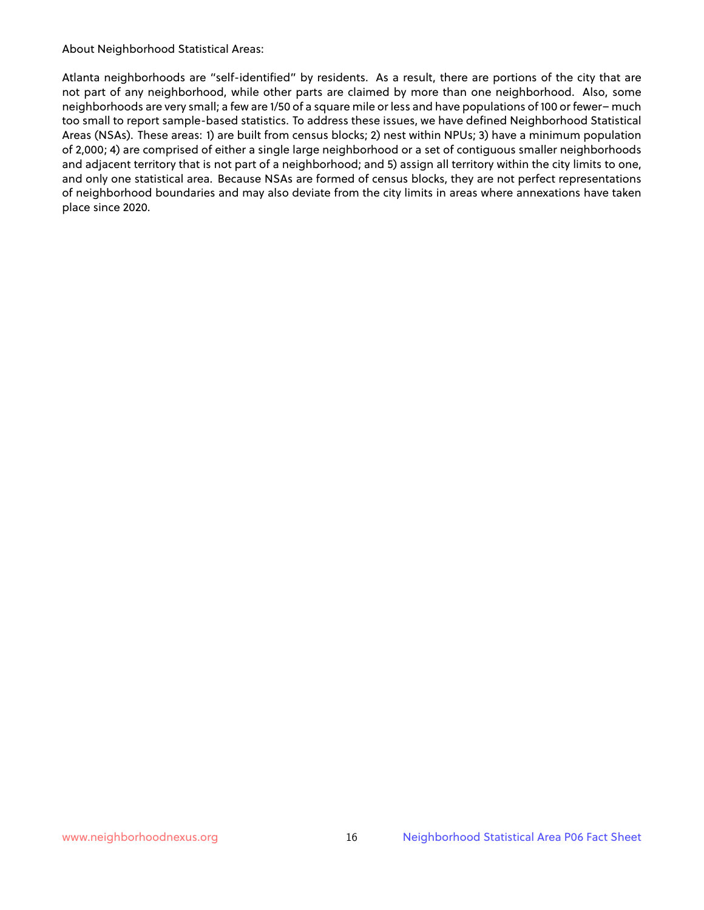About Neighborhood Statistical Areas:

Atlanta neighborhoods are "self-identified" by residents. As a result, there are portions of the city that are not part of any neighborhood, while other parts are claimed by more than one neighborhood. Also, some neighborhoods are very small; a few are 1/50 of a square mile or less and have populations of 100 or fewer– much too small to report sample-based statistics. To address these issues, we have defined Neighborhood Statistical Areas (NSAs). These areas: 1) are built from census blocks; 2) nest within NPUs; 3) have a minimum population of 2,000; 4) are comprised of either a single large neighborhood or a set of contiguous smaller neighborhoods and adjacent territory that is not part of a neighborhood; and 5) assign all territory within the city limits to one, and only one statistical area. Because NSAs are formed of census blocks, they are not perfect representations of neighborhood boundaries and may also deviate from the city limits in areas where annexations have taken place since 2020.